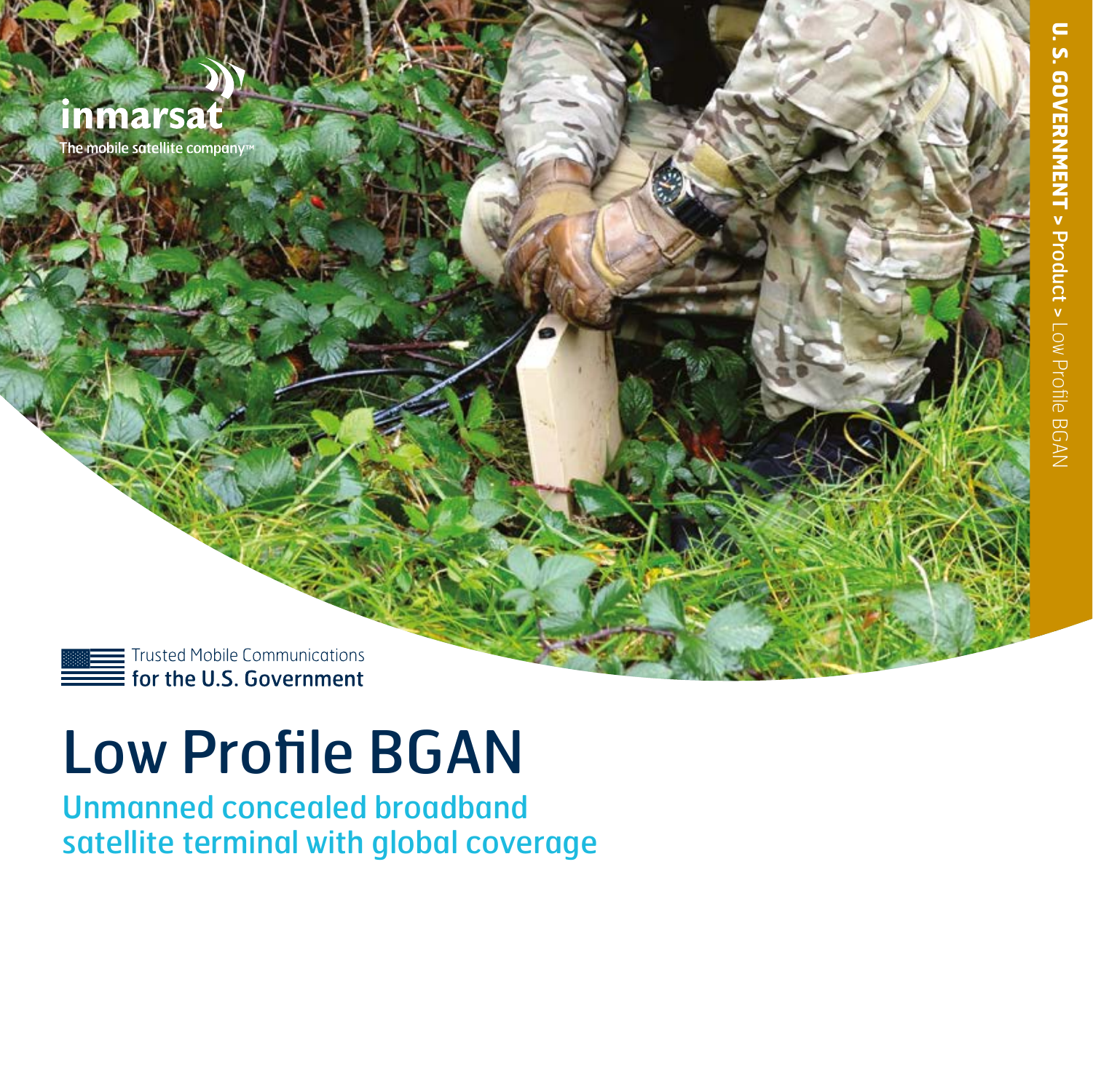inmarsat

The mobile satellite company™

U. S. GOVERNMENT > Product > Low Profile BGAN

Trusted Mobile Communications
**for the U.S. Government**

# Low Profile BGAN

## Unmanned concealed broadband satellite terminal with global coverage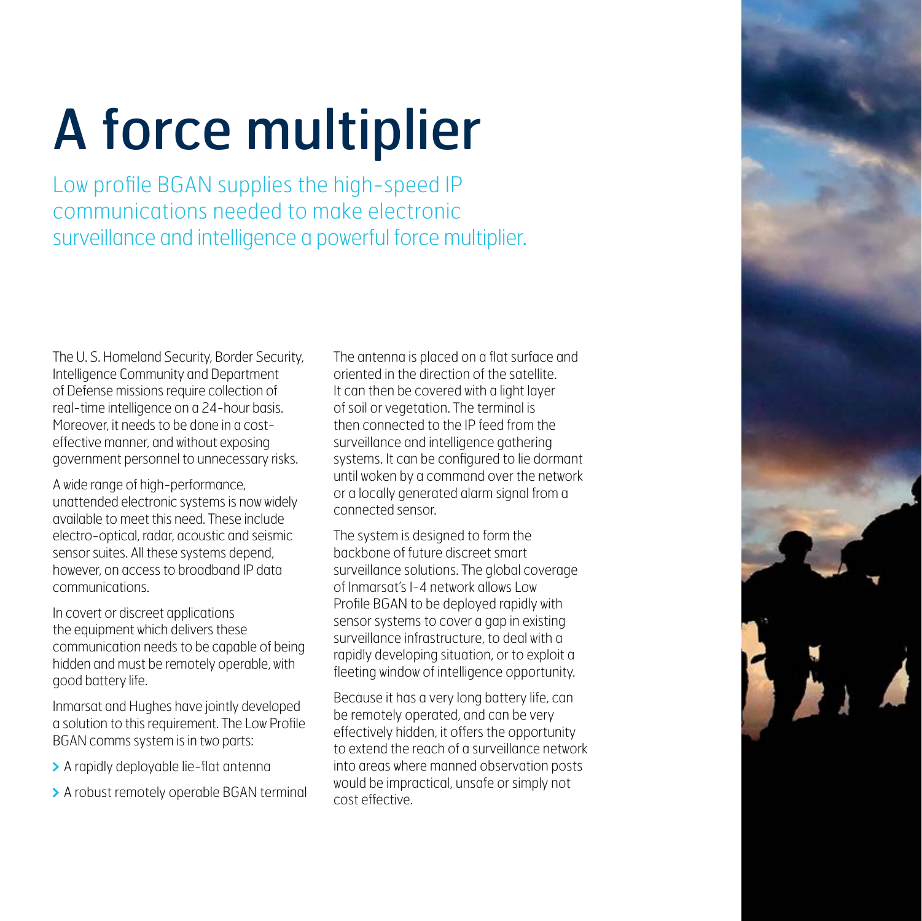# A force multiplier

Low profile BGAN supplies the high-speed IP communications needed to make electronic surveillance and intelligence a powerful force multiplier.

The U. S. Homeland Security, Border Security, Intelligence Community and Department of Defense missions require collection of real-time intelligence on a 24-hour basis. Moreover, it needs to be done in a cost-effective manner, and without exposing government personnel to unnecessary risks.

A wide range of high-performance, unattended electronic systems is now widely available to meet this need. These include electro-optical, radar, acoustic and seismic sensor suites. All these systems depend, however, on access to broadband IP data communications.

In covert or discreet applications the equipment which delivers these communication needs to be capable of being hidden and must be remotely operable, with good battery life.

Inmarsat and Hughes have jointly developed a solution to this requirement. The Low Profile BGAN comms system is in two parts:

- A rapidly deployable lie-flat antenna
- A robust remotely operable BGAN terminal

The antenna is placed on a flat surface and oriented in the direction of the satellite. It can then be covered with a light layer of soil or vegetation. The terminal is then connected to the IP feed from the surveillance and intelligence gathering systems. It can be configured to lie dormant until woken by a command over the network or a locally generated alarm signal from a connected sensor.

The system is designed to form the backbone of future discreet smart surveillance solutions. The global coverage of Inmarsat's I-4 network allows Low Profile BGAN to be deployed rapidly with sensor systems to cover a gap in existing surveillance infrastructure, to deal with a rapidly developing situation, or to exploit a fleeting window of intelligence opportunity.

Because it has a very long battery life, can be remotely operated, and can be very effectively hidden, it offers the opportunity to extend the reach of a surveillance network into areas where manned observation posts would be impractical, unsafe or simply not cost effective.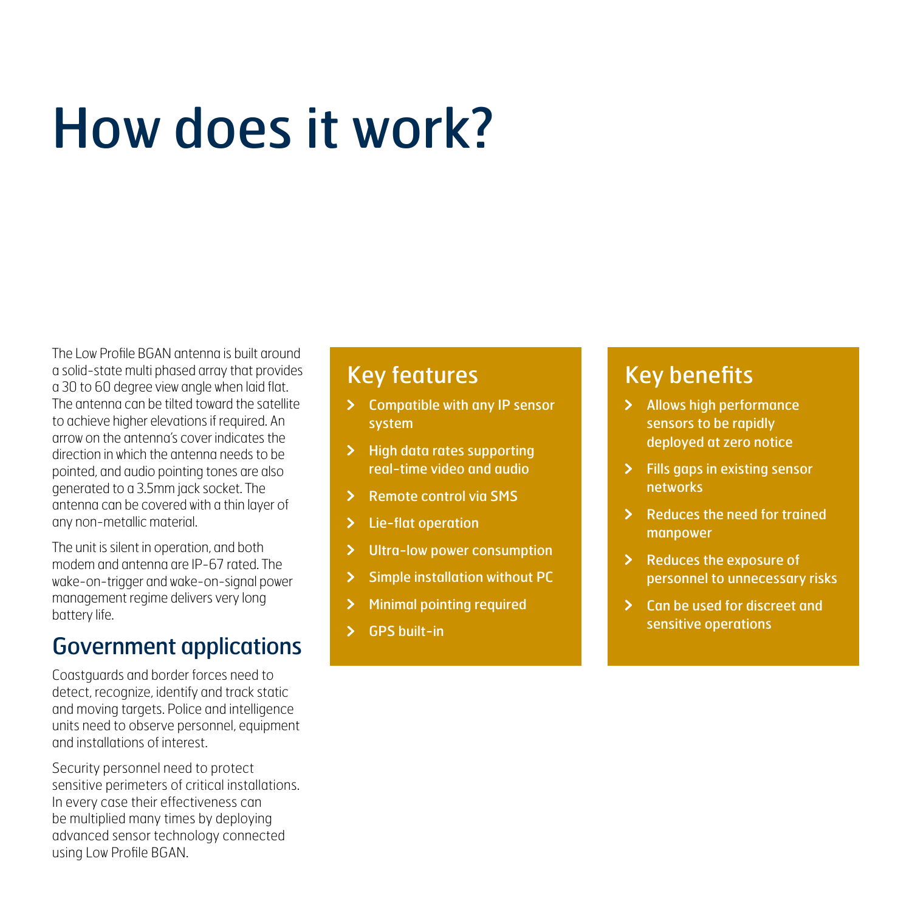# How does it work?

The Low Profile BGAN antenna is built around a solid-state multi phased array that provides a 30 to 60 degree view angle when laid flat. The antenna can be tilted toward the satellite to achieve higher elevations if required. An arrow on the antenna's cover indicates the direction in which the antenna needs to be pointed, and audio pointing tones are also generated to a 3.5mm jack socket. The antenna can be covered with a thin layer of any non-metallic material.

The unit is silent in operation, and both modem and antenna are IP-67 rated. The wake-on-trigger and wake-on-signal power management regime delivers very long battery life.

## Government applications

Coastguards and border forces need to detect, recognize, identify and track static and moving targets. Police and intelligence units need to observe personnel, equipment and installations of interest.

Security personnel need to protect sensitive perimeters of critical installations. In every case their effectiveness can be multiplied many times by deploying advanced sensor technology connected using Low Profile BGAN.

## Key features

- Compatible with any IP sensor system
- High data rates supporting real-time video and audio
- Remote control via SMS
- Lie-flat operation
- Ultra-low power consumption
- Simple installation without PC
- Minimal pointing required
- GPS built-in

## Key benefits

- Allows high performance sensors to be rapidly deployed at zero notice
- Fills gaps in existing sensor networks
- Reduces the need for trained manpower
- Reduces the exposure of personnel to unnecessary risks
- Can be used for discreet and sensitive operations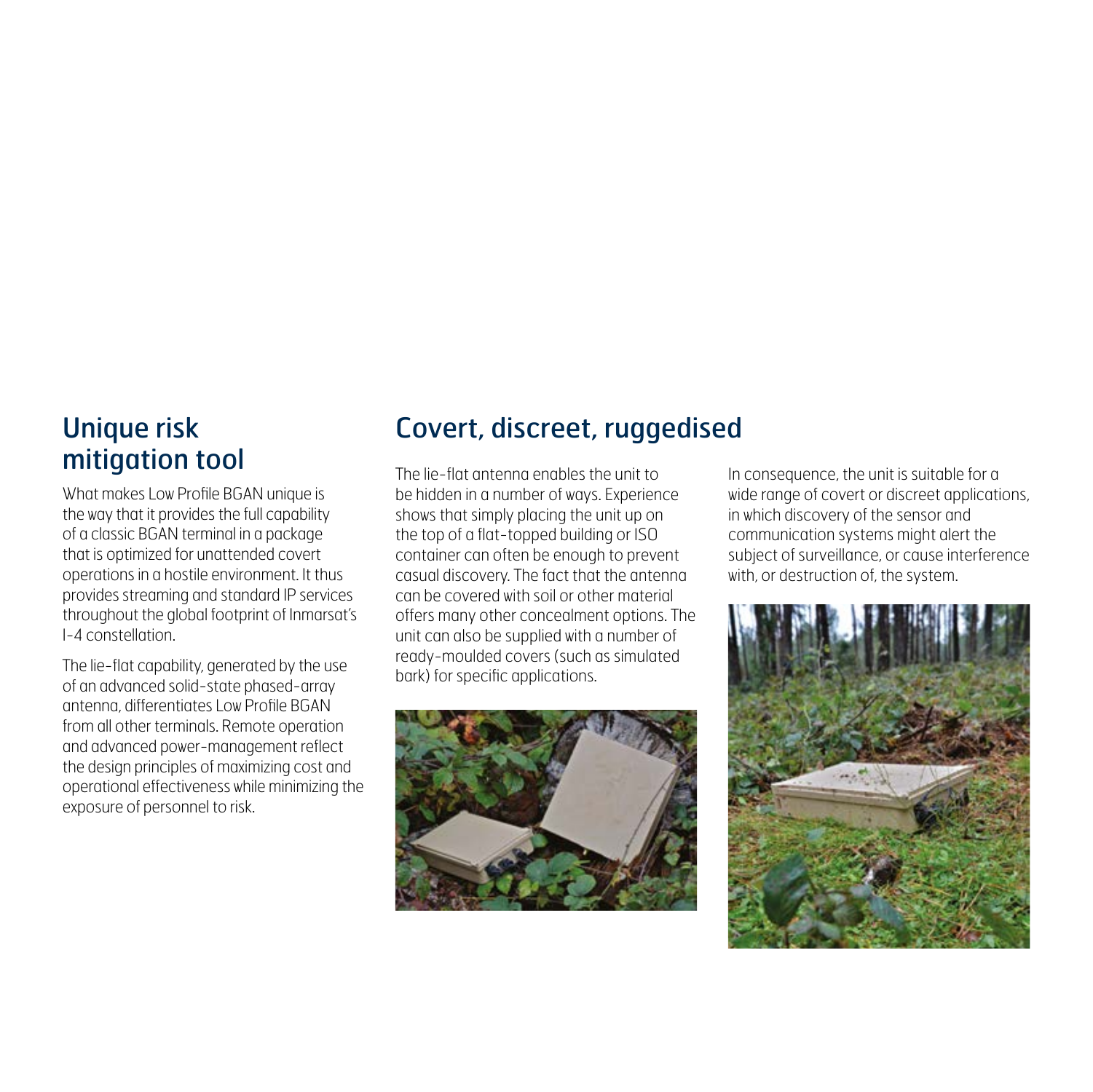## Unique risk mitigation tool

What makes Low Profile BGAN unique is the way that it provides the full capability of a classic BGAN terminal in a package that is optimized for unattended covert operations in a hostile environment. It thus provides streaming and standard IP services throughout the global footprint of Inmarsat's I-4 constellation.

The lie-flat capability, generated by the use of an advanced solid-state phased-array antenna, differentiates Low Profile BGAN from all other terminals. Remote operation and advanced power-management reflect the design principles of maximizing cost and operational effectiveness while minimizing the exposure of personnel to risk.

## Covert, discreet, ruggedised

The lie-flat antenna enables the unit to be hidden in a number of ways. Experience shows that simply placing the unit up on the top of a flat-topped building or ISO container can often be enough to prevent casual discovery. The fact that the antenna can be covered with soil or other material offers many other concealment options. The unit can also be supplied with a number of ready-moulded covers (such as simulated bark) for specific applications.

In consequence, the unit is suitable for a wide range of covert or discreet applications, in which discovery of the sensor and communication systems might alert the subject of surveillance, or cause interference with, or destruction of, the system.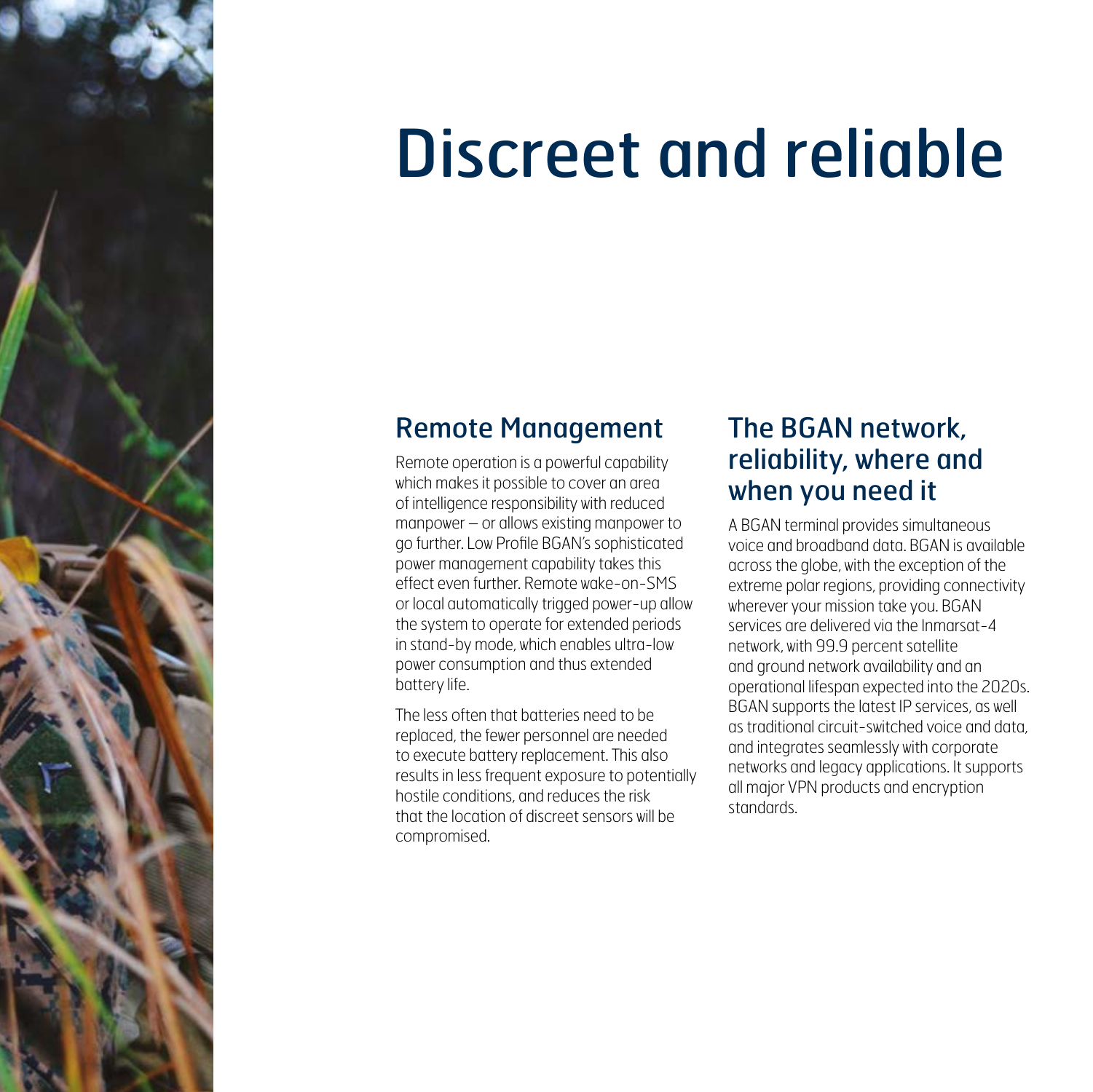# Discreet and reliable

## Remote Management

Remote operation is a powerful capability which makes it possible to cover an area of intelligence responsibility with reduced manpower – or allows existing manpower to go further. Low Profile BGAN's sophisticated power management capability takes this effect even further. Remote wake-on-SMS or local automatically trigged power-up allow the system to operate for extended periods in stand-by mode, which enables ultra-low power consumption and thus extended battery life.

The less often that batteries need to be replaced, the fewer personnel are needed to execute battery replacement. This also results in less frequent exposure to potentially hostile conditions, and reduces the risk that the location of discreet sensors will be compromised.

## The BGAN network, reliability, where and when you need it

A BGAN terminal provides simultaneous voice and broadband data. BGAN is available across the globe, with the exception of the extreme polar regions, providing connectivity wherever your mission take you. BGAN services are delivered via the Inmarsat-4 network, with 99.9 percent satellite and ground network availability and an operational lifespan expected into the 2020s. BGAN supports the latest IP services, as well as traditional circuit-switched voice and data, and integrates seamlessly with corporate networks and legacy applications. It supports all major VPN products and encryption standards.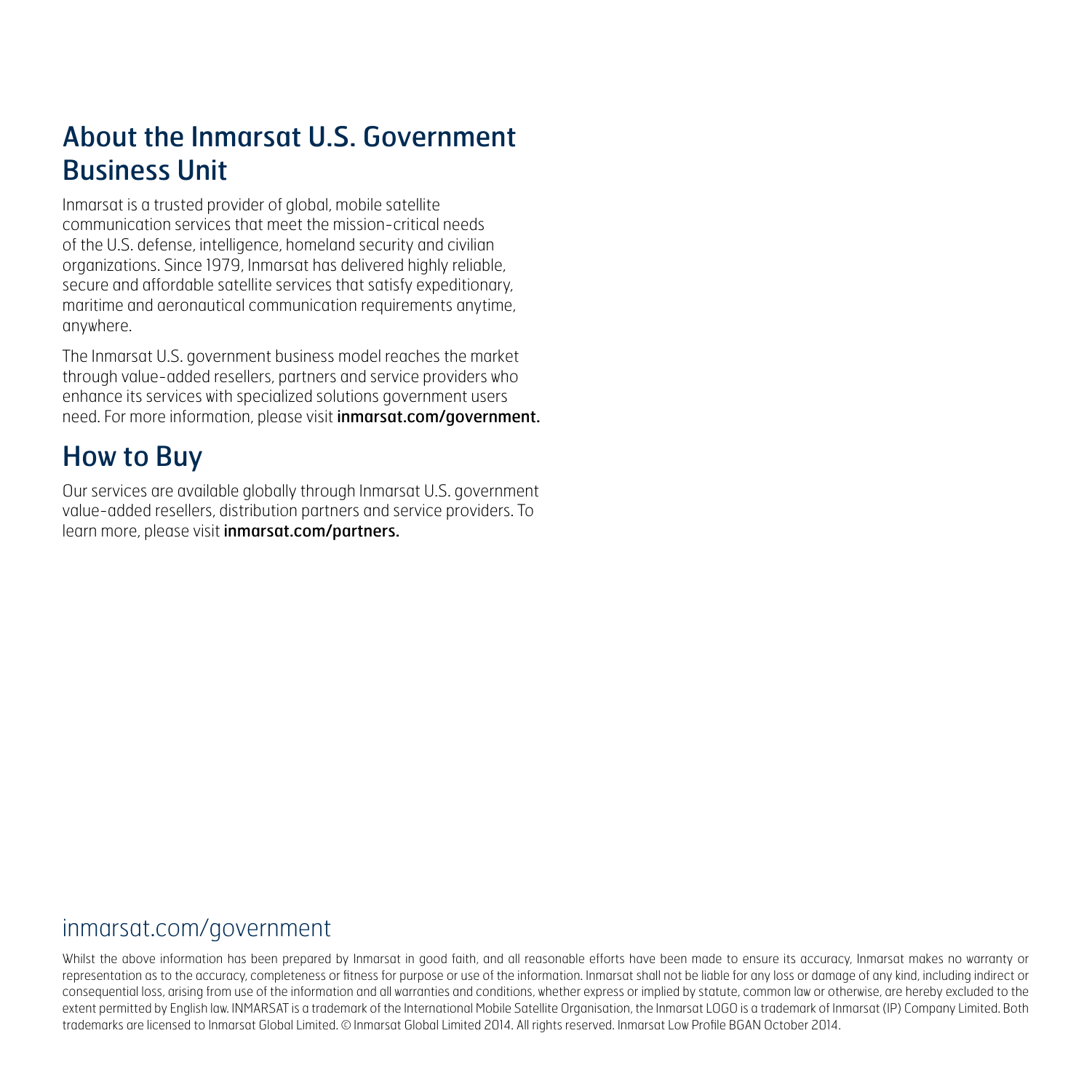## About the Inmarsat U.S. Government Business Unit

Inmarsat is a trusted provider of global, mobile satellite communication services that meet the mission-critical needs of the U.S. defense, intelligence, homeland security and civilian organizations. Since 1979, Inmarsat has delivered highly reliable, secure and affordable satellite services that satisfy expeditionary, maritime and aeronautical communication requirements anytime, anywhere.

The Inmarsat U.S. government business model reaches the market through value-added resellers, partners and service providers who enhance its services with specialized solutions government users need. For more information, please visit **inmarsat.com/government.**

## How to Buy

Our services are available globally through Inmarsat U.S. government value-added resellers, distribution partners and service providers. To learn more, please visit **inmarsat.com/partners.**

inmarsat.com/government

Whilst the above information has been prepared by Inmarsat in good faith, and all reasonable efforts have been made to ensure its accuracy, Inmarsat makes no warranty or representation as to the accuracy, completeness or fitness for purpose or use of the information. Inmarsat shall not be liable for any loss or damage of any kind, including indirect or consequential loss, arising from use of the information and all warranties and conditions, whether express or implied by statute, common law or otherwise, are hereby excluded to the extent permitted by English law. INMARSAT is a trademark of the International Mobile Satellite Organisation, the Inmarsat LOGO is a trademark of Inmarsat (IP) Company Limited. Both trademarks are licensed to Inmarsat Global Limited. © Inmarsat Global Limited 2014. All rights reserved. Inmarsat Low Profile BGAN October 2014.